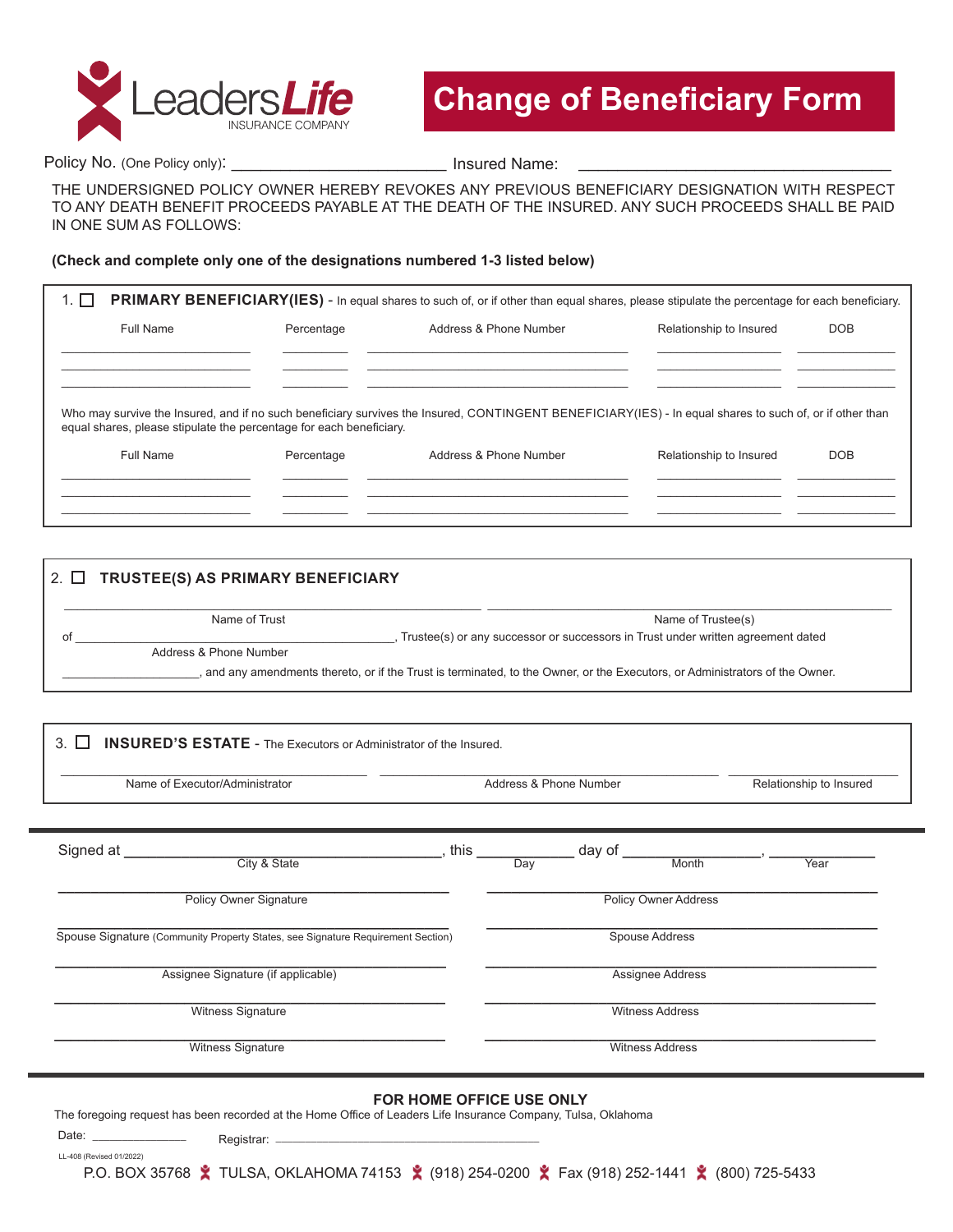LeadersLife INSURANCE COMPANY

# Change of Beneficiary Form

Policy No. (One Policy only): ________________________ Insured Name: ________________________

THE UNDERSIGNED POLICY OWNER HEREBY REVOKES ANY PREVIOUS BENEFICIARY DESIGNATION WITH RESPECT TO ANY DEATH BENEFIT PROCEEDS PAYABLE AT THE DEATH OF THE INSURED. ANY SUCH PROCEEDS SHALL BE PAID IN ONE SUM AS FOLLOWS:

**(Check and complete only one of the designations numbered 1-3 listed below)**

## 1. ☐ PRIMARY BENEFICIARY(IES)

In equal shares to such of, or if other than equal shares, please stipulate the percentage for each beneficiary.

| Full Name | Percentage | Address & Phone Number | Relationship to Insured | DOB |
|---|---|---|---|---|
| | | | | |
| | | | | |
| | | | | |

Who may survive the Insured, and if no such beneficiary survives the Insured, CONTINGENT BENEFICIARY(IES) - In equal shares to such of, or if other than equal shares, please stipulate the percentage for each beneficiary.

| Full Name | Percentage | Address & Phone Number | Relationship to Insured | DOB |
|---|---|---|---|---|
| | | | | |
| | | | | |
| | | | | |

## 2. ☐ TRUSTEE(S) AS PRIMARY BENEFICIARY

________________________ ________________________
Name of Trust / Name of Trustee(s)

of ________________________, Trustee(s) or any successor or successors in Trust under written agreement dated
Address & Phone Number

________________, and any amendments thereto, or if the Trust is terminated, to the Owner, or the Executors, or Administrators of the Owner.

## 3. ☐ INSURED'S ESTATE

The Executors or Administrator of the Insured.

| Name of Executor/Administrator | Address & Phone Number | Relationship to Insured |
|---|---|---|
| | | |

Signed at ________________________ (City & State), this ________ (Day) day of ________________ (Month), ________ (Year)

| | |
|---|---|
| Policy Owner Signature | Policy Owner Address |
| Spouse Signature (Community Property States, see Signature Requirement Section) | Spouse Address |
| Assignee Signature (if applicable) | Assignee Address |
| Witness Signature | Witness Address |
| Witness Signature | Witness Address |

**FOR HOME OFFICE USE ONLY**

The foregoing request has been recorded at the Home Office of Leaders Life Insurance Company, Tulsa, Oklahoma

Date: ______________ Registrar: ________________________

LL-408 (Revised 01/2022)

P.O. BOX 35768 TULSA, OKLAHOMA 74153 (918) 254-0200 Fax (918) 252-1441 (800) 725-5433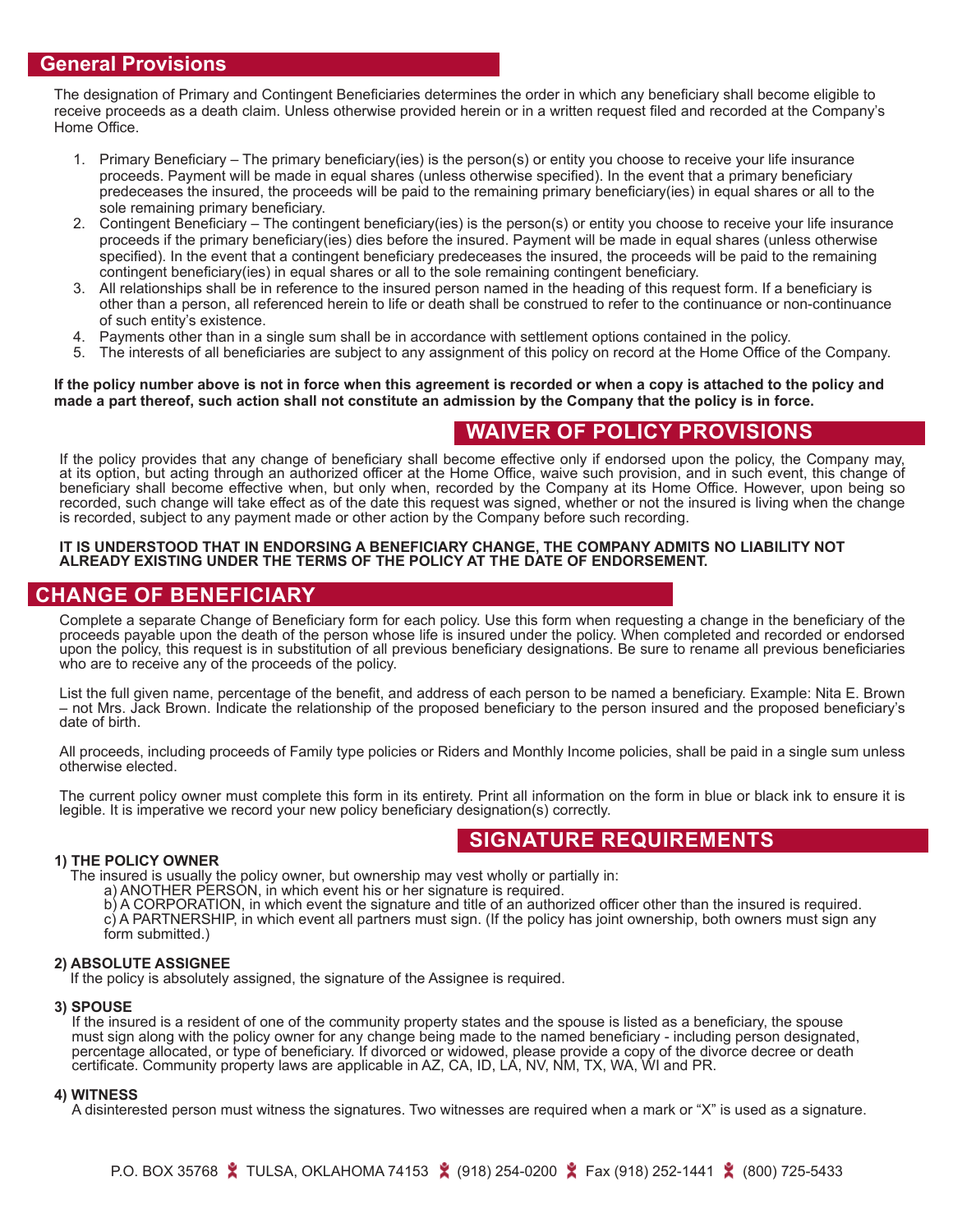## General Provisions

The designation of Primary and Contingent Beneficiaries determines the order in which any beneficiary shall become eligible to receive proceeds as a death claim. Unless otherwise provided herein or in a written request filed and recorded at the Company's Home Office.

1. Primary Beneficiary – The primary beneficiary(ies) is the person(s) or entity you choose to receive your life insurance proceeds. Payment will be made in equal shares (unless otherwise specified). In the event that a primary beneficiary predeceases the insured, the proceeds will be paid to the remaining primary beneficiary(ies) in equal shares or all to the sole remaining primary beneficiary.
2. Contingent Beneficiary – The contingent beneficiary(ies) is the person(s) or entity you choose to receive your life insurance proceeds if the primary beneficiary(ies) dies before the insured. Payment will be made in equal shares (unless otherwise specified). In the event that a contingent beneficiary predeceases the insured, the proceeds will be paid to the remaining contingent beneficiary(ies) in equal shares or all to the sole remaining contingent beneficiary.
3. All relationships shall be in reference to the insured person named in the heading of this request form. If a beneficiary is other than a person, all referenced herein to life or death shall be construed to refer to the continuance or non-continuance of such entity's existence.
4. Payments other than in a single sum shall be in accordance with settlement options contained in the policy.
5. The interests of all beneficiaries are subject to any assignment of this policy on record at the Home Office of the Company.

**If the policy number above is not in force when this agreement is recorded or when a copy is attached to the policy and made a part thereof, such action shall not constitute an admission by the Company that the policy is in force.**

## WAIVER OF POLICY PROVISIONS

If the policy provides that any change of beneficiary shall become effective only if endorsed upon the policy, the Company may, at its option, but acting through an authorized officer at the Home Office, waive such provision, and in such event, this change of beneficiary shall become effective when, but only when, recorded by the Company at its Home Office. However, upon being so recorded, such change will take effect as of the date this request was signed, whether or not the insured is living when the change is recorded, subject to any payment made or other action by the Company before such recording.

**IT IS UNDERSTOOD THAT IN ENDORSING A BENEFICIARY CHANGE, THE COMPANY ADMITS NO LIABILITY NOT ALREADY EXISTING UNDER THE TERMS OF THE POLICY AT THE DATE OF ENDORSEMENT.**

## CHANGE OF BENEFICIARY

Complete a separate Change of Beneficiary form for each policy. Use this form when requesting a change in the beneficiary of the proceeds payable upon the death of the person whose life is insured under the policy. When completed and recorded or endorsed upon the policy, this request is in substitution of all previous beneficiary designations. Be sure to rename all previous beneficiaries who are to receive any of the proceeds of the policy.

List the full given name, percentage of the benefit, and address of each person to be named a beneficiary. Example: Nita E. Brown – not Mrs. Jack Brown. Indicate the relationship of the proposed beneficiary to the person insured and the proposed beneficiary's date of birth.

All proceeds, including proceeds of Family type policies or Riders and Monthly Income policies, shall be paid in a single sum unless otherwise elected.

The current policy owner must complete this form in its entirety. Print all information on the form in blue or black ink to ensure it is legible. It is imperative we record your new policy beneficiary designation(s) correctly.

## SIGNATURE REQUIREMENTS

**1) THE POLICY OWNER**

The insured is usually the policy owner, but ownership may vest wholly or partially in:

a) ANOTHER PERSON, in which event his or her signature is required.
b) A CORPORATION, in which event the signature and title of an authorized officer other than the insured is required.
c) A PARTNERSHIP, in which event all partners must sign. (If the policy has joint ownership, both owners must sign any form submitted.)

**2) ABSOLUTE ASSIGNEE**

If the policy is absolutely assigned, the signature of the Assignee is required.

**3) SPOUSE**

If the insured is a resident of one of the community property states and the spouse is listed as a beneficiary, the spouse must sign along with the policy owner for any change being made to the named beneficiary - including person designated, percentage allocated, or type of beneficiary. If divorced or widowed, please provide a copy of the divorce decree or death certificate. Community property laws are applicable in AZ, CA, ID, LA, NV, NM, TX, WA, WI and PR.

**4) WITNESS**

A disinterested person must witness the signatures. Two witnesses are required when a mark or "X" is used as a signature.

P.O. BOX 35768 · TULSA, OKLAHOMA 74153 · (918) 254-0200 · Fax (918) 252-1441 · (800) 725-5433